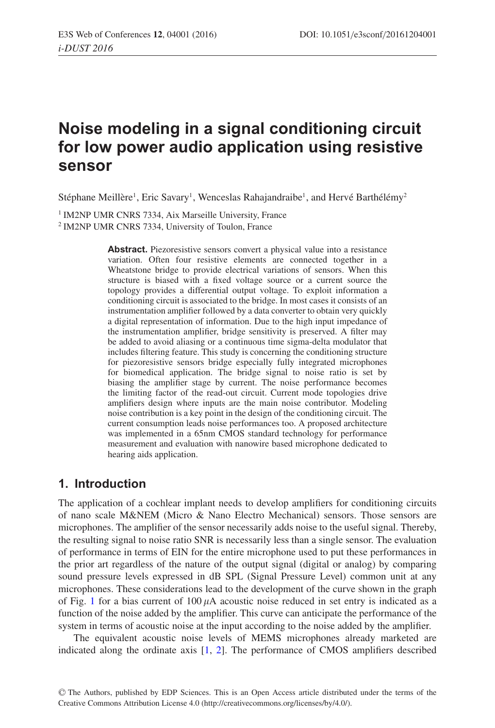# Noise modeling in a signal conditioning circuit for low power audio application using resistive sensor

Stéphane Meillère[1], Eric Savary[1], Wenceslas Rahajandraibe[1], and Hervé Barthélémy[2]

[1] IM2NP UMR CNRS 7334, Aix Marseille University, France

[2] IM2NP UMR CNRS 7334, University of Toulon, France

**Abstract.** Piezoresistive sensors convert a physical value into a resistance variation. Often four resistive elements are connected together in a Wheatstone bridge to provide electrical variations of sensors. When this structure is biased with a fixed voltage source or a current source the topology provides a differential output voltage. To exploit information a conditioning circuit is associated to the bridge. In most cases it consists of an instrumentation amplifier followed by a data converter to obtain very quickly a digital representation of information. Due to the high input impedance of the instrumentation amplifier, bridge sensitivity is preserved. A filter may be added to avoid aliasing or a continuous time sigma-delta modulator that includes filtering feature. This study is concerning the conditioning structure for piezoresistive sensors bridge especially fully integrated microphones for biomedical application. The bridge signal to noise ratio is set by biasing the amplifier stage by current. The noise performance becomes the limiting factor of the read-out circuit. Current mode topologies drive amplifiers design where inputs are the main noise contributor. Modeling noise contribution is a key point in the design of the conditioning circuit. The current consumption leads noise performances too. A proposed architecture was implemented in a 65nm CMOS standard technology for performance measurement and evaluation with nanowire based microphone dedicated to hearing aids application.

## 1. Introduction

The application of a cochlear implant needs to develop amplifiers for conditioning circuits of nano scale M&NEM (Micro & Nano Electro Mechanical) sensors. Those sensors are microphones. The amplifier of the sensor necessarily adds noise to the useful signal. Thereby, the resulting signal to noise ratio SNR is necessarily less than a single sensor. The evaluation of performance in terms of EIN for the entire microphone used to put these performances in the prior art regardless of the nature of the output signal (digital or analog) by comparing sound pressure levels expressed in dB SPL (Signal Pressure Level) common unit at any microphones. These considerations lead to the development of the curve shown in the graph of Fig. 1 for a bias current of 100 $\mu$A acoustic noise reduced in set entry is indicated as a function of the noise added by the amplifier. This curve can anticipate the performance of the system in terms of acoustic noise at the input according to the noise added by the amplifier.

The equivalent acoustic noise levels of MEMS microphones already marketed are indicated along the ordinate axis [1, 2]. The performance of CMOS amplifiers described

© The Authors, published by EDP Sciences. This is an Open Access article distributed under the terms of the Creative Commons Attribution License 4.0 (http://creativecommons.org/licenses/by/4.0/).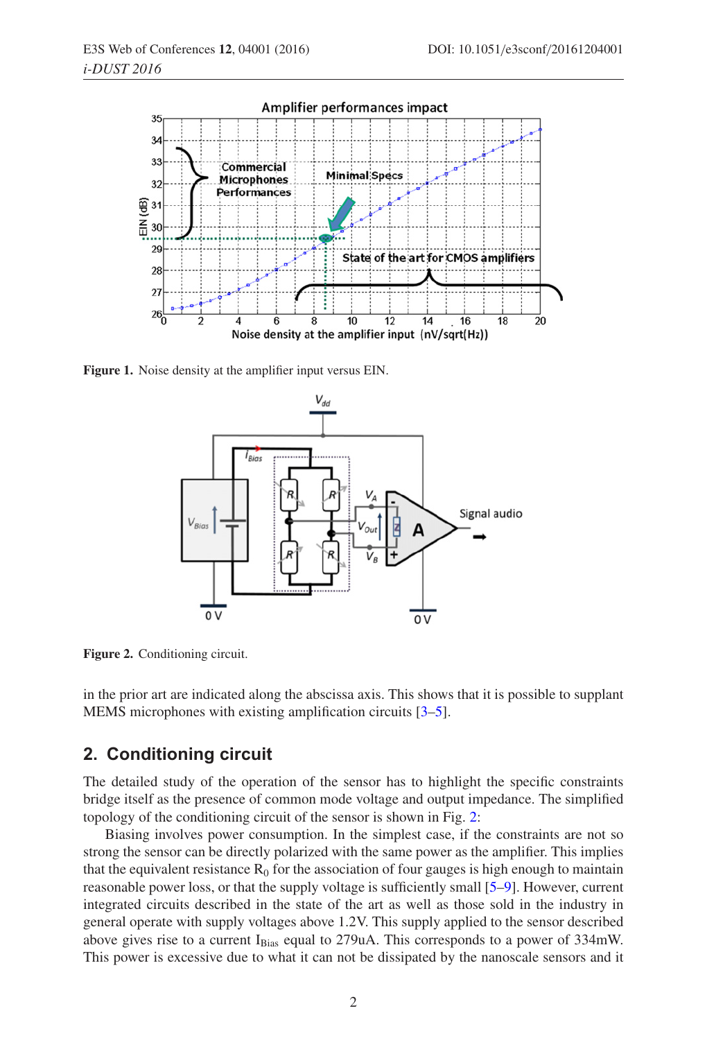Figure 1. Noise density at the amplifier input versus EIN.

Figure 2. Conditioning circuit.

in the prior art are indicated along the abscissa axis. This shows that it is possible to supplant MEMS microphones with existing amplification circuits [3–5].

## 2. Conditioning circuit

The detailed study of the operation of the sensor has to highlight the specific constraints bridge itself as the presence of common mode voltage and output impedance. The simplified topology of the conditioning circuit of the sensor is shown in Fig. 2:

Biasing involves power consumption. In the simplest case, if the constraints are not so strong the sensor can be directly polarized with the same power as the amplifier. This implies that the equivalent resistance $R_0$ for the association of four gauges is high enough to maintain reasonable power loss, or that the supply voltage is sufficiently small [5–9]. However, current integrated circuits described in the state of the art as well as those sold in the industry in general operate with supply voltages above 1.2V. This supply applied to the sensor described above gives rise to a current $I_{Bias}$ equal to 279uA. This corresponds to a power of 334mW. This power is excessive due to what it can not be dissipated by the nanoscale sensors and it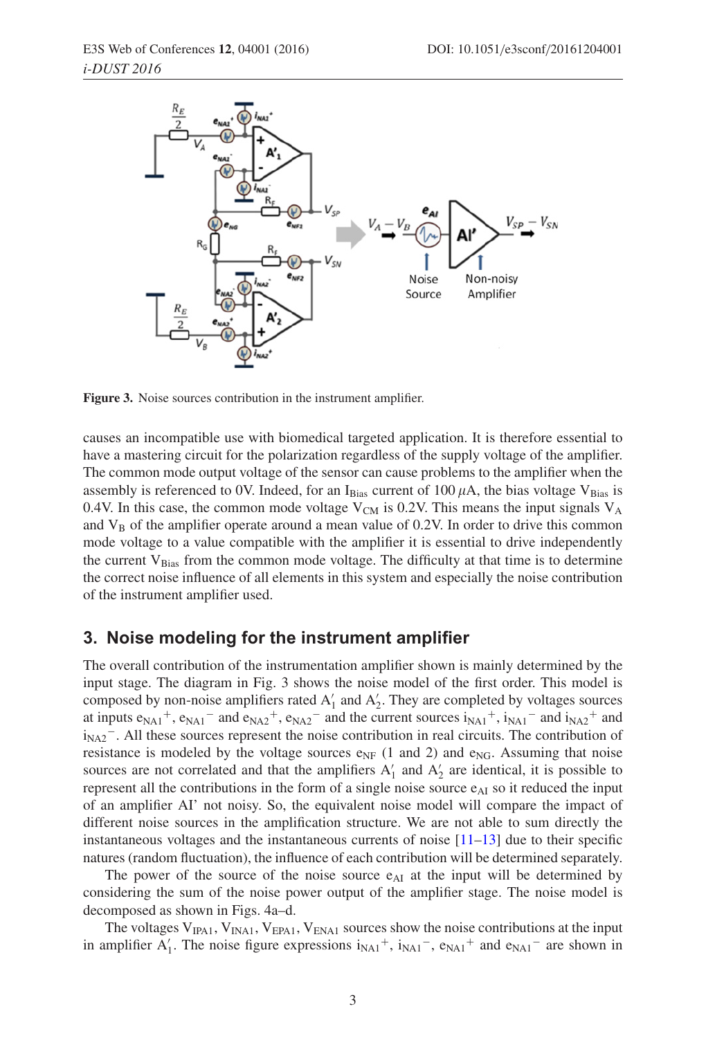**Figure 3.** Noise sources contribution in the instrument amplifier.

causes an incompatible use with biomedical targeted application. It is therefore essential to have a mastering circuit for the polarization regardless of the supply voltage of the amplifier. The common mode output voltage of the sensor can cause problems to the amplifier when the assembly is referenced to 0V. Indeed, for an $I_{Bias}$ current of 100 $\mu$A, the bias voltage $V_{Bias}$ is 0.4V. In this case, the common mode voltage $V_{CM}$ is 0.2V. This means the input signals $V_A$ and $V_B$ of the amplifier operate around a mean value of 0.2V. In order to drive this common mode voltage to a value compatible with the amplifier it is essential to drive independently the current $V_{Bias}$ from the common mode voltage. The difficulty at that time is to determine the correct noise influence of all elements in this system and especially the noise contribution of the instrument amplifier used.

## 3. Noise modeling for the instrument amplifier

The overall contribution of the instrumentation amplifier shown is mainly determined by the input stage. The diagram in Fig. 3 shows the noise model of the first order. This model is composed by non-noise amplifiers rated $A'_1$ and $A'_2$. They are completed by voltages sources at inputs $e_{NA1}{}^{+}$, $e_{NA1}{}^{-}$ and $e_{NA2}{}^{+}$, $e_{NA2}{}^{-}$ and the current sources $i_{NA1}{}^{+}$, $i_{NA1}{}^{-}$ and $i_{NA2}{}^{+}$ and $i_{NA2}{}^{-}$. All these sources represent the noise contribution in real circuits. The contribution of resistance is modeled by the voltage sources $e_{NF}$ (1 and 2) and $e_{NG}$. Assuming that noise sources are not correlated and that the amplifiers $A'_1$ and $A'_2$ are identical, it is possible to represent all the contributions in the form of a single noise source $e_{AI}$ so it reduced the input of an amplifier AI' not noisy. So, the equivalent noise model will compare the impact of different noise sources in the amplification structure. We are not able to sum directly the instantaneous voltages and the instantaneous currents of noise [11–13] due to their specific natures (random fluctuation), the influence of each contribution will be determined separately.

The power of the source of the noise source $e_{AI}$ at the input will be determined by considering the sum of the noise power output of the amplifier stage. The noise model is decomposed as shown in Figs. 4a–d.

The voltages $V_{IPA1}$, $V_{INA1}$, $V_{EPA1}$, $V_{ENA1}$ sources show the noise contributions at the input in amplifier $A'_1$. The noise figure expressions $i_{NA1}{}^{+}$, $i_{NA1}{}^{-}$, $e_{NA1}{}^{+}$ and $e_{NA1}{}^{-}$ are shown in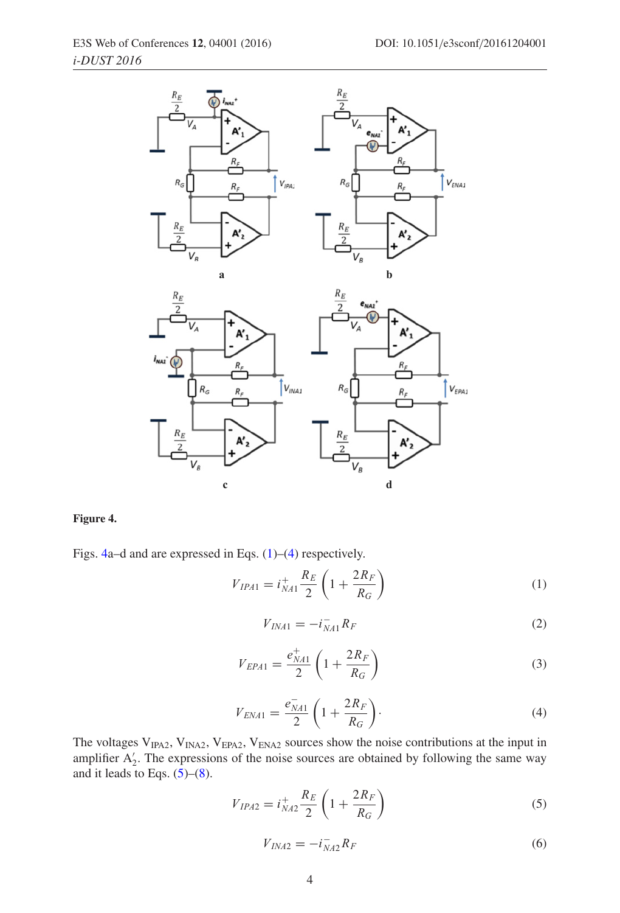**Figure 4.**

Figs. 4a–d and are expressed in Eqs. (1)–(4) respectively.

$$V_{IPA1} = i_{NA1}^{+} \frac{R_E}{2}\left(1 + \frac{2R_F}{R_G}\right) \tag{1}$$

$$V_{INA1} = -i_{NA1}^{-} R_F \tag{2}$$

$$V_{EPA1} = \frac{e_{NA1}^{+}}{2}\left(1 + \frac{2R_F}{R_G}\right) \tag{3}$$

$$V_{ENA1} = \frac{e_{NA1}^{-}}{2}\left(1 + \frac{2R_F}{R_G}\right). \tag{4}$$

The voltages $V_{IPA2}$, $V_{INA2}$, $V_{EPA2}$, $V_{ENA2}$ sources show the noise contributions at the input in amplifier $A_2'$. The expressions of the noise sources are obtained by following the same way and it leads to Eqs. (5)–(8).

$$V_{IPA2} = i_{NA2}^{+} \frac{R_E}{2}\left(1 + \frac{2R_F}{R_G}\right) \tag{5}$$

$$V_{INA2} = -i_{NA2}^{-} R_F \tag{6}$$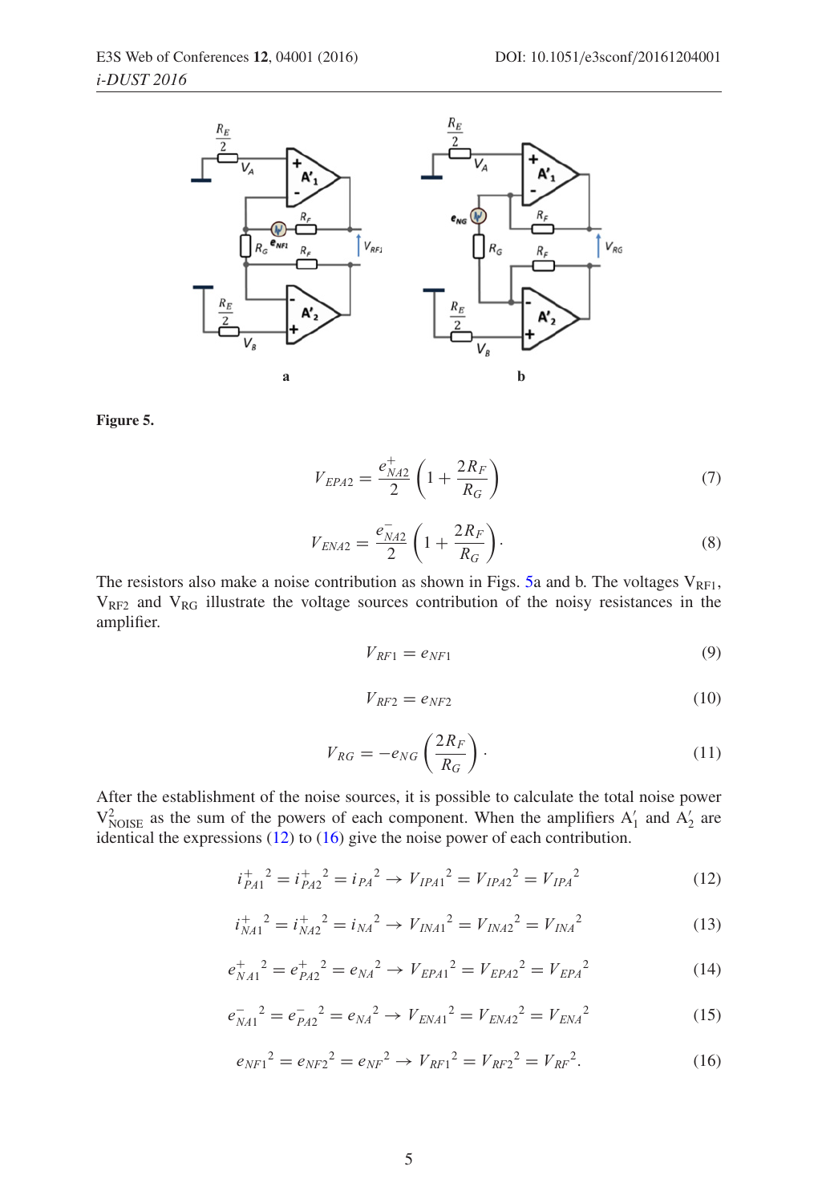**Figure 5.**

$$V_{EPA2} = \frac{e^{+}_{NA2}}{2}\left(1 + \frac{2R_F}{R_G}\right) \tag{7}$$

$$V_{ENA2} = \frac{e^{-}_{NA2}}{2}\left(1 + \frac{2R_F}{R_G}\right). \tag{8}$$

The resistors also make a noise contribution as shown in Figs. 5a and b. The voltages $V_{RF1}$, $V_{RF2}$ and $V_{RG}$ illustrate the voltage sources contribution of the noisy resistances in the amplifier.

$$V_{RF1} = e_{NF1} \tag{9}$$

$$V_{RF2} = e_{NF2} \tag{10}$$

$$V_{RG} = -e_{NG}\left(\frac{2R_F}{R_G}\right). \tag{11}$$

After the establishment of the noise sources, it is possible to calculate the total noise power $V^2_{NOISE}$ as the sum of the powers of each component. When the amplifiers $A'_1$ and $A'_2$ are identical the expressions (12) to (16) give the noise power of each contribution.

$${i^{+}_{PA1}}^2 = {i^{+}_{PA2}}^2 = {i_{PA}}^2 \rightarrow {V_{IPA1}}^2 = {V_{IPA2}}^2 = {V_{IPA}}^2 \tag{12}$$

$${i^{+}_{NA1}}^2 = {i^{+}_{NA2}}^2 = {i_{NA}}^2 \rightarrow {V_{INA1}}^2 = {V_{INA2}}^2 = {V_{INA}}^2 \tag{13}$$

$${e^{+}_{NA1}}^2 = {e^{+}_{PA2}}^2 = {e_{NA}}^2 \rightarrow {V_{EPA1}}^2 = {V_{EPA2}}^2 = {V_{EPA}}^2 \tag{14}$$

$${e^{-}_{NA1}}^2 = {e^{-}_{PA2}}^2 = {e_{NA}}^2 \rightarrow {V_{ENA1}}^2 = {V_{ENA2}}^2 = {V_{ENA}}^2 \tag{15}$$

$${e_{NF1}}^2 = {e_{NF2}}^2 = {e_{NF}}^2 \rightarrow {V_{RF1}}^2 = {V_{RF2}}^2 = {V_{RF}}^2. \tag{16}$$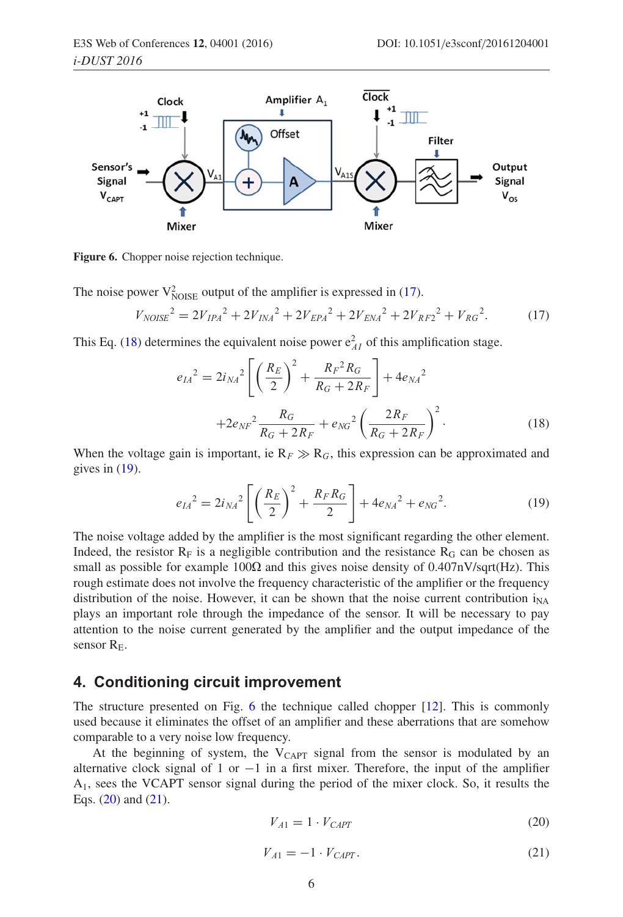**Figure 6.** Chopper noise rejection technique.

The noise power $V^2_{NOISE}$ output of the amplifier is expressed in (17).

$$V_{NOISE}{}^2 = 2V_{IPA}{}^2 + 2V_{INA}{}^2 + 2V_{EPA}{}^2 + 2V_{ENA}{}^2 + 2V_{RF2}{}^2 + V_{RG}{}^2. \tag{17}$$

This Eq. (18) determines the equivalent noise power $e^2_{A1}$ of this amplification stage.

$$e_{IA}{}^2 = 2i_{NA}{}^2\left[\left(\frac{R_E}{2}\right)^2 + \frac{R_F{}^2 R_G}{R_G + 2R_F}\right] + 4e_{NA}{}^2$$
$$+2e_{NF}{}^2\frac{R_G}{R_G + 2R_F} + e_{NG}{}^2\left(\frac{2R_F}{R_G + 2R_F}\right)^2. \tag{18}$$

When the voltage gain is important, ie $R_F \gg R_G$, this expression can be approximated and gives in (19).

$$e_{IA}{}^2 = 2i_{NA}{}^2\left[\left(\frac{R_E}{2}\right)^2 + \frac{R_F R_G}{2}\right] + 4e_{NA}{}^2 + e_{NG}{}^2. \tag{19}$$

The noise voltage added by the amplifier is the most significant regarding the other element. Indeed, the resistor $R_F$ is a negligible contribution and the resistance $R_G$ can be chosen as small as possible for example 100Ω and this gives noise density of 0.407nV/sqrt(Hz). This rough estimate does not involve the frequency characteristic of the amplifier or the frequency distribution of the noise. However, it can be shown that the noise current contribution $i_{NA}$ plays an important role through the impedance of the sensor. It will be necessary to pay attention to the noise current generated by the amplifier and the output impedance of the sensor $R_E$.

## 4. Conditioning circuit improvement

The structure presented on Fig. 6 the technique called chopper [12]. This is commonly used because it eliminates the offset of an amplifier and these aberrations that are somehow comparable to a very noise low frequency.

At the beginning of system, the $V_{CAPT}$ signal from the sensor is modulated by an alternative clock signal of 1 or −1 in a first mixer. Therefore, the input of the amplifier $A_1$, sees the VCAPT sensor signal during the period of the mixer clock. So, it results the Eqs. (20) and (21).

$$V_{A1} = 1 \cdot V_{CAPT} \tag{20}$$

$$V_{A1} = -1 \cdot V_{CAPT}. \tag{21}$$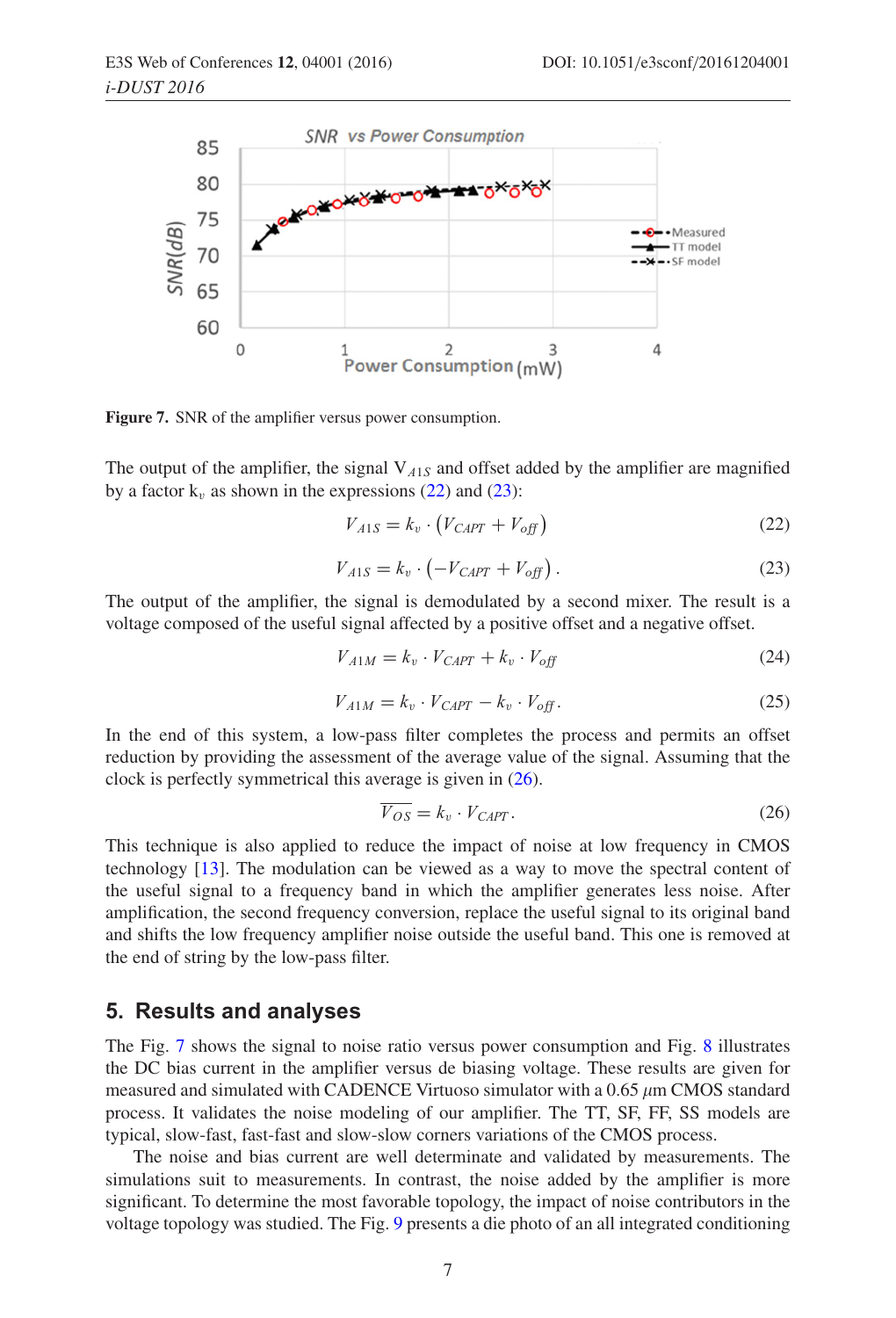**Figure 7.** SNR of the amplifier versus power consumption.

The output of the amplifier, the signal $V_{A1S}$ and offset added by the amplifier are magnified by a factor $k_v$ as shown in the expressions (22) and (23):

$$V_{A1S} = k_v \cdot \left(V_{CAPT} + V_{off}\right) \tag{22}$$

$$V_{A1S} = k_v \cdot \left(-V_{CAPT} + V_{off}\right). \tag{23}$$

The output of the amplifier, the signal is demodulated by a second mixer. The result is a voltage composed of the useful signal affected by a positive offset and a negative offset.

$$V_{A1M} = k_v \cdot V_{CAPT} + k_v \cdot V_{off} \tag{24}$$

$$V_{A1M} = k_v \cdot V_{CAPT} - k_v \cdot V_{off}. \tag{25}$$

In the end of this system, a low-pass filter completes the process and permits an offset reduction by providing the assessment of the average value of the signal. Assuming that the clock is perfectly symmetrical this average is given in (26).

$$\overline{V_{OS}} = k_v \cdot V_{CAPT}. \tag{26}$$

This technique is also applied to reduce the impact of noise at low frequency in CMOS technology [13]. The modulation can be viewed as a way to move the spectral content of the useful signal to a frequency band in which the amplifier generates less noise. After amplification, the second frequency conversion, replace the useful signal to its original band and shifts the low frequency amplifier noise outside the useful band. This one is removed at the end of string by the low-pass filter.

## 5. Results and analyses

The Fig. 7 shows the signal to noise ratio versus power consumption and Fig. 8 illustrates the DC bias current in the amplifier versus de biasing voltage. These results are given for measured and simulated with CADENCE Virtuoso simulator with a 0.65 $\mu$m CMOS standard process. It validates the noise modeling of our amplifier. The TT, SF, FF, SS models are typical, slow-fast, fast-fast and slow-slow corners variations of the CMOS process.

The noise and bias current are well determinate and validated by measurements. The simulations suit to measurements. In contrast, the noise added by the amplifier is more significant. To determine the most favorable topology, the impact of noise contributors in the voltage topology was studied. The Fig. 9 presents a die photo of an all integrated conditioning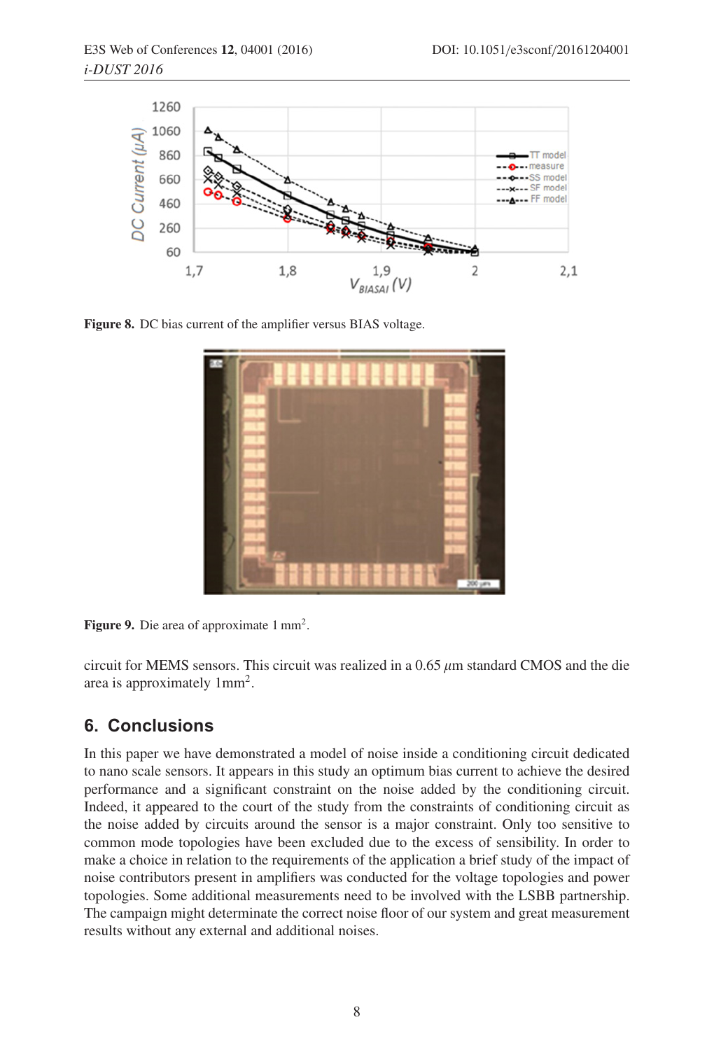Figure 8. DC bias current of the amplifier versus BIAS voltage.

Figure 9. Die area of approximate 1 mm$^2$.

circuit for MEMS sensors. This circuit was realized in a 0.65 $\mu$m standard CMOS and the die area is approximately 1mm$^2$.

## 6. Conclusions

In this paper we have demonstrated a model of noise inside a conditioning circuit dedicated to nano scale sensors. It appears in this study an optimum bias current to achieve the desired performance and a significant constraint on the noise added by the conditioning circuit. Indeed, it appeared to the court of the study from the constraints of conditioning circuit as the noise added by circuits around the sensor is a major constraint. Only too sensitive to common mode topologies have been excluded due to the excess of sensibility. In order to make a choice in relation to the requirements of the application a brief study of the impact of noise contributors present in amplifiers was conducted for the voltage topologies and power topologies. Some additional measurements need to be involved with the LSBB partnership. The campaign might determinate the correct noise floor of our system and great measurement results without any external and additional noises.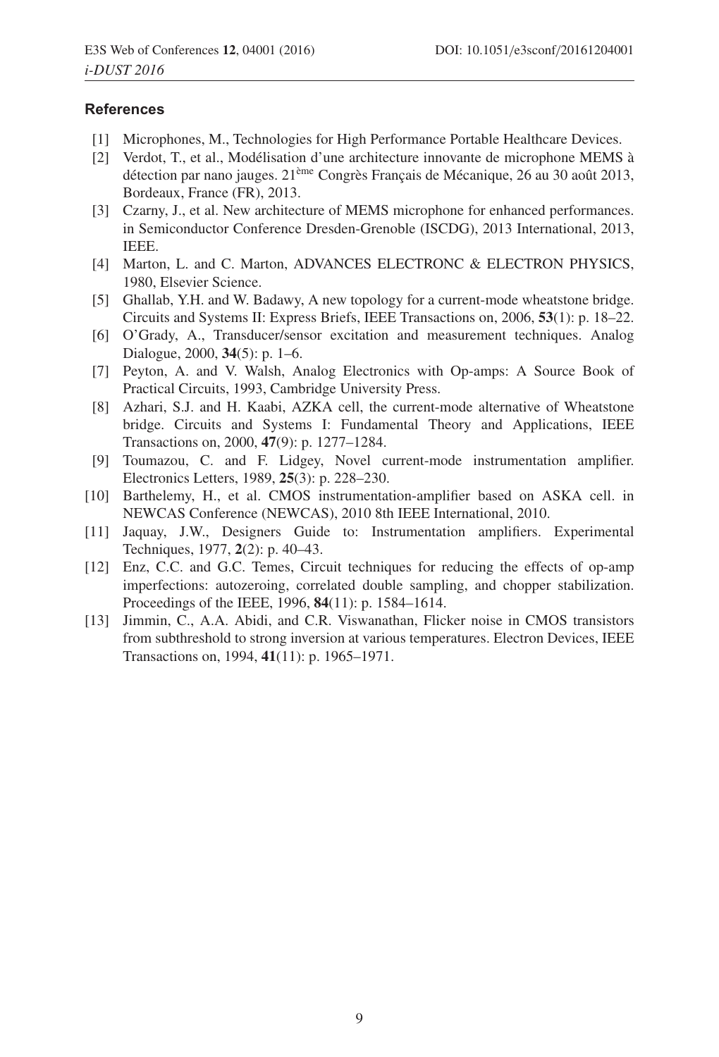## References

[1] Microphones, M., Technologies for High Performance Portable Healthcare Devices.

[2] Verdot, T., et al., Modélisation d'une architecture innovante de microphone MEMS à détection par nano jauges. 21ème Congrès Français de Mécanique, 26 au 30 août 2013, Bordeaux, France (FR), 2013.

[3] Czarny, J., et al. New architecture of MEMS microphone for enhanced performances. in Semiconductor Conference Dresden-Grenoble (ISCDG), 2013 International, 2013, IEEE.

[4] Marton, L. and C. Marton, ADVANCES ELECTRONC & ELECTRON PHYSICS, 1980, Elsevier Science.

[5] Ghallab, Y.H. and W. Badawy, A new topology for a current-mode wheatstone bridge. Circuits and Systems II: Express Briefs, IEEE Transactions on, 2006, **53**(1): p. 18–22.

[6] O'Grady, A., Transducer/sensor excitation and measurement techniques. Analog Dialogue, 2000, **34**(5): p. 1–6.

[7] Peyton, A. and V. Walsh, Analog Electronics with Op-amps: A Source Book of Practical Circuits, 1993, Cambridge University Press.

[8] Azhari, S.J. and H. Kaabi, AZKA cell, the current-mode alternative of Wheatstone bridge. Circuits and Systems I: Fundamental Theory and Applications, IEEE Transactions on, 2000, **47**(9): p. 1277–1284.

[9] Toumazou, C. and F. Lidgey, Novel current-mode instrumentation amplifier. Electronics Letters, 1989, **25**(3): p. 228–230.

[10] Barthelemy, H., et al. CMOS instrumentation-amplifier based on ASKA cell. in NEWCAS Conference (NEWCAS), 2010 8th IEEE International, 2010.

[11] Jaquay, J.W., Designers Guide to: Instrumentation amplifiers. Experimental Techniques, 1977, **2**(2): p. 40–43.

[12] Enz, C.C. and G.C. Temes, Circuit techniques for reducing the effects of op-amp imperfections: autozeroing, correlated double sampling, and chopper stabilization. Proceedings of the IEEE, 1996, **84**(11): p. 1584–1614.

[13] Jimmin, C., A.A. Abidi, and C.R. Viswanathan, Flicker noise in CMOS transistors from subthreshold to strong inversion at various temperatures. Electron Devices, IEEE Transactions on, 1994, **41**(11): p. 1965–1971.